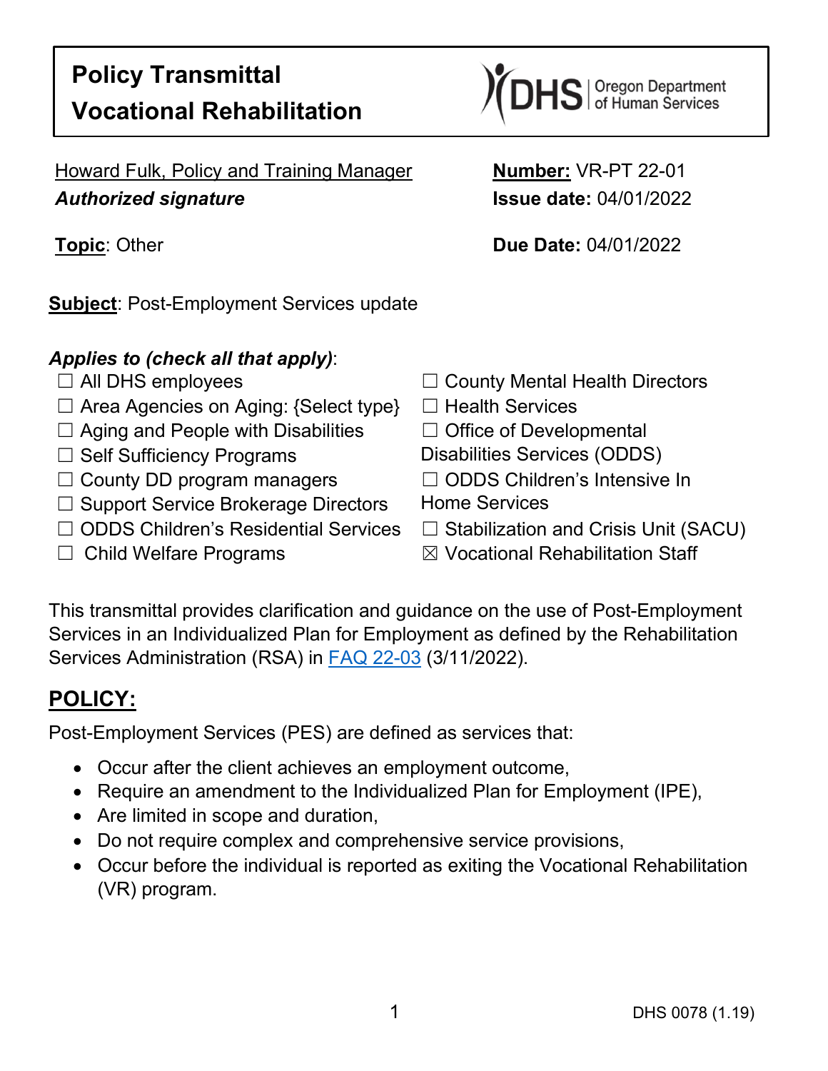# Policy Transmittal
# Vocational Rehabilitation

DHS | Oregon Department of Human Services

Howard Fulk, Policy and Training Manager
***Authorized signature***

**Number:** VR-PT 22-01
**Issue date:** 04/01/2022

**Topic**: Other

**Due Date:** 04/01/2022

**Subject**: Post-Employment Services update

***Applies to (check all that apply)***:

☐ All DHS employees
☐ Area Agencies on Aging: {Select type}
☐ Aging and People with Disabilities
☐ Self Sufficiency Programs
☐ County DD program managers
☐ Support Service Brokerage Directors
☐ ODDS Children's Residential Services
☐ Child Welfare Programs
☐ County Mental Health Directors
☐ Health Services
☐ Office of Developmental Disabilities Services (ODDS)
☐ ODDS Children's Intensive In Home Services
☐ Stabilization and Crisis Unit (SACU)
☒ Vocational Rehabilitation Staff

This transmittal provides clarification and guidance on the use of Post-Employment Services in an Individualized Plan for Employment as defined by the Rehabilitation Services Administration (RSA) in FAQ 22-03 (3/11/2022).

## POLICY:

Post-Employment Services (PES) are defined as services that:

- Occur after the client achieves an employment outcome,
- Require an amendment to the Individualized Plan for Employment (IPE),
- Are limited in scope and duration,
- Do not require complex and comprehensive service provisions,
- Occur before the individual is reported as exiting the Vocational Rehabilitation (VR) program.

DHS 0078 (1.19)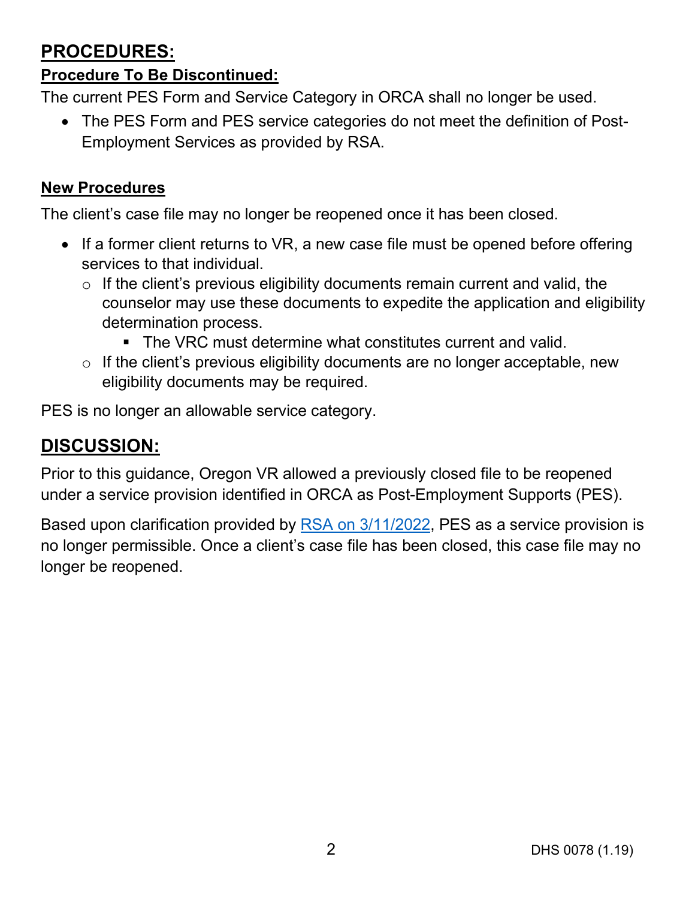## PROCEDURES:

### Procedure To Be Discontinued:

The current PES Form and Service Category in ORCA shall no longer be used.

- The PES Form and PES service categories do not meet the definition of Post-Employment Services as provided by RSA.

### New Procedures

The client's case file may no longer be reopened once it has been closed.

- If a former client returns to VR, a new case file must be opened before offering services to that individual.
  - If the client's previous eligibility documents remain current and valid, the counselor may use these documents to expedite the application and eligibility determination process.
    - The VRC must determine what constitutes current and valid.
  - If the client's previous eligibility documents are no longer acceptable, new eligibility documents may be required.

PES is no longer an allowable service category.

## DISCUSSION:

Prior to this guidance, Oregon VR allowed a previously closed file to be reopened under a service provision identified in ORCA as Post-Employment Supports (PES).

Based upon clarification provided by RSA on 3/11/2022, PES as a service provision is no longer permissible. Once a client's case file has been closed, this case file may no longer be reopened.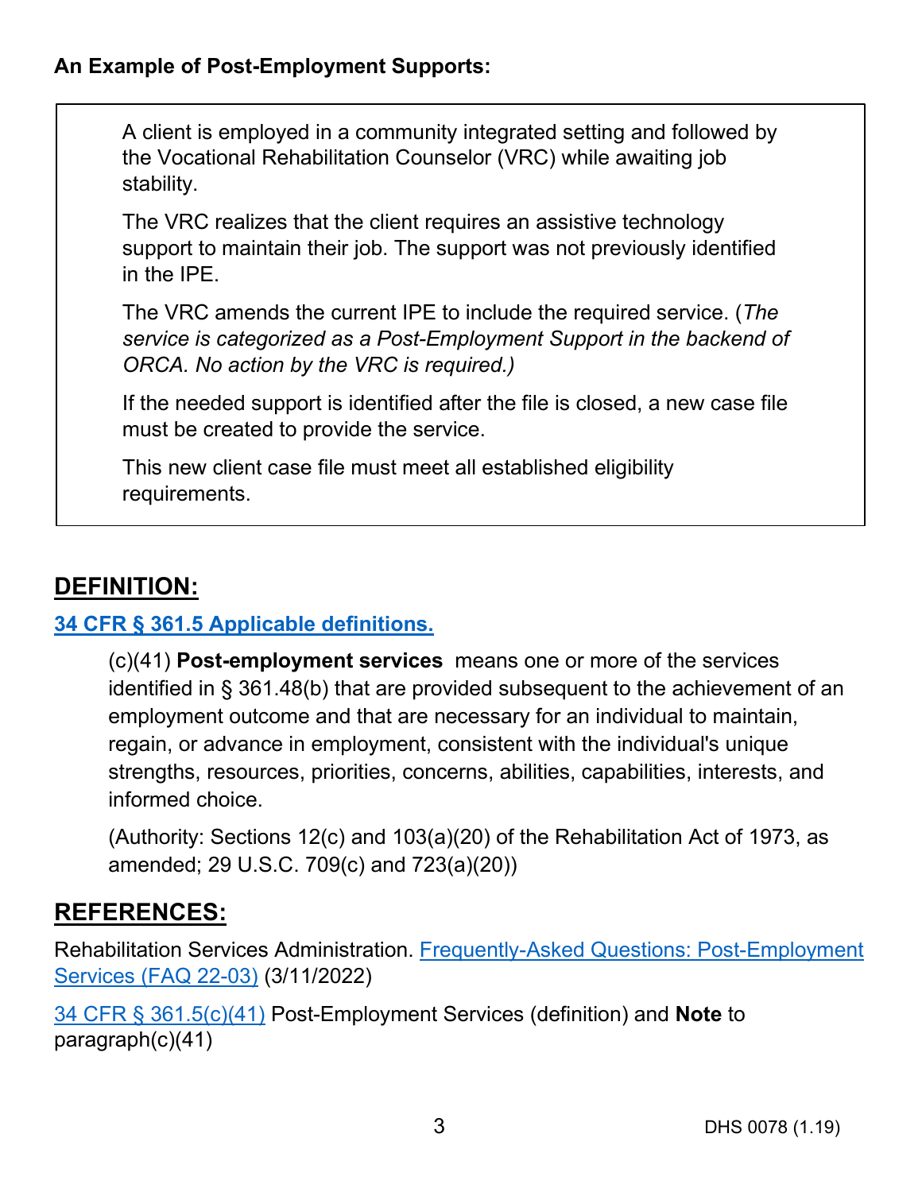**An Example of Post-Employment Supports:**

> A client is employed in a community integrated setting and followed by the Vocational Rehabilitation Counselor (VRC) while awaiting job stability.
>
> The VRC realizes that the client requires an assistive technology support to maintain their job. The support was not previously identified in the IPE.
>
> The VRC amends the current IPE to include the required service. (*The service is categorized as a Post-Employment Support in the backend of ORCA. No action by the VRC is required.)*
>
> If the needed support is identified after the file is closed, a new case file must be created to provide the service.
>
> This new client case file must meet all established eligibility requirements.

## DEFINITION:

**34 CFR § 361.5 Applicable definitions.**

> (c)(41) **Post-employment services** means one or more of the services identified in § 361.48(b) that are provided subsequent to the achievement of an employment outcome and that are necessary for an individual to maintain, regain, or advance in employment, consistent with the individual's unique strengths, resources, priorities, concerns, abilities, capabilities, interests, and informed choice.
>
> (Authority: Sections 12(c) and 103(a)(20) of the Rehabilitation Act of 1973, as amended; 29 U.S.C. 709(c) and 723(a)(20))

## REFERENCES:

Rehabilitation Services Administration. Frequently-Asked Questions: Post-Employment Services (FAQ 22-03) (3/11/2022)

34 CFR § 361.5(c)(41) Post-Employment Services (definition) and **Note** to paragraph(c)(41)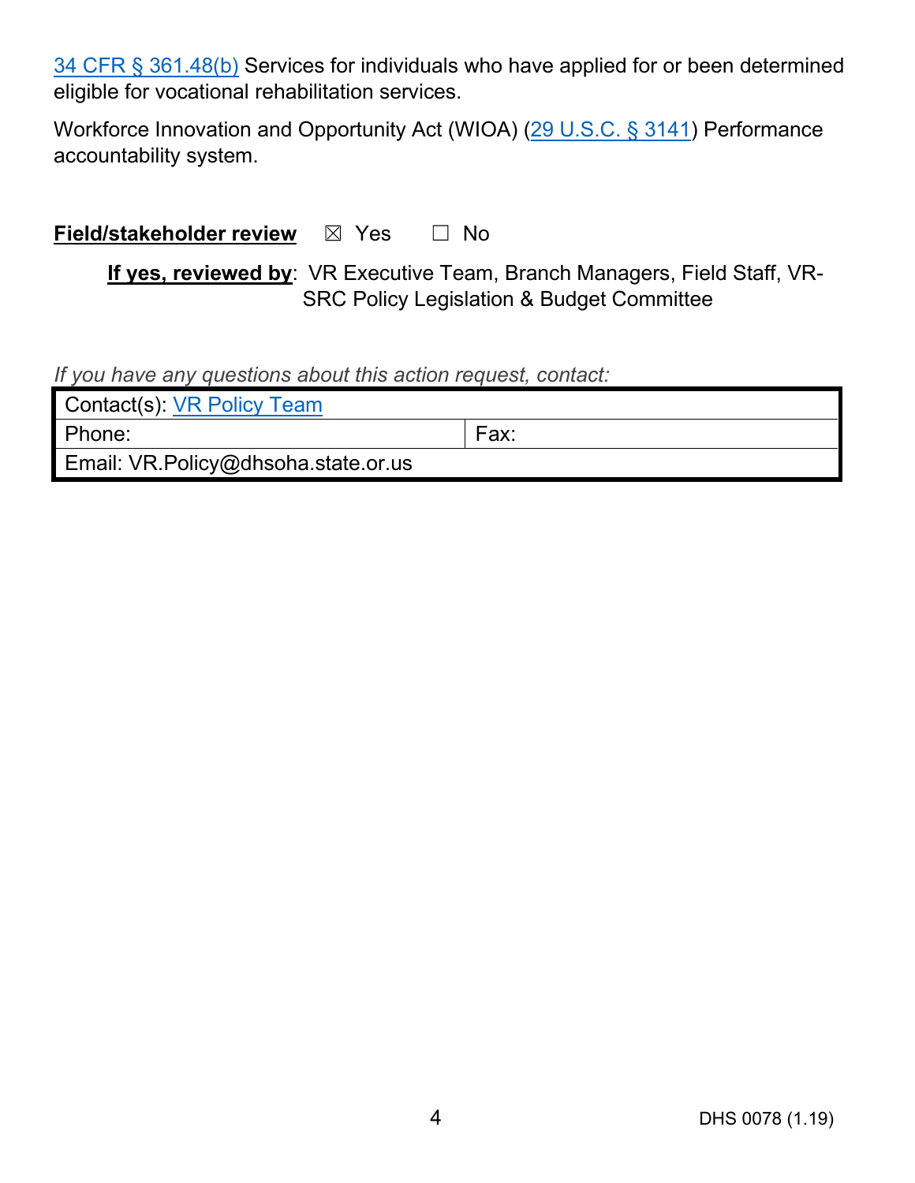[34 CFR § 361.48(b)](#) Services for individuals who have applied for or been determined eligible for vocational rehabilitation services.

Workforce Innovation and Opportunity Act (WIOA) ([29 U.S.C. § 3141](#)) Performance accountability system.

**Field/stakeholder review** ☒ Yes ☐ No

**If yes, reviewed by**: VR Executive Team, Branch Managers, Field Staff, VR-SRC Policy Legislation & Budget Committee

*If you have any questions about this action request, contact:*

| | |
|---|---|
| Contact(s): [VR Policy Team](#) | |
| Phone: | Fax: |
| Email: VR.Policy@dhsoha.state.or.us | |

DHS 0078 (1.19)